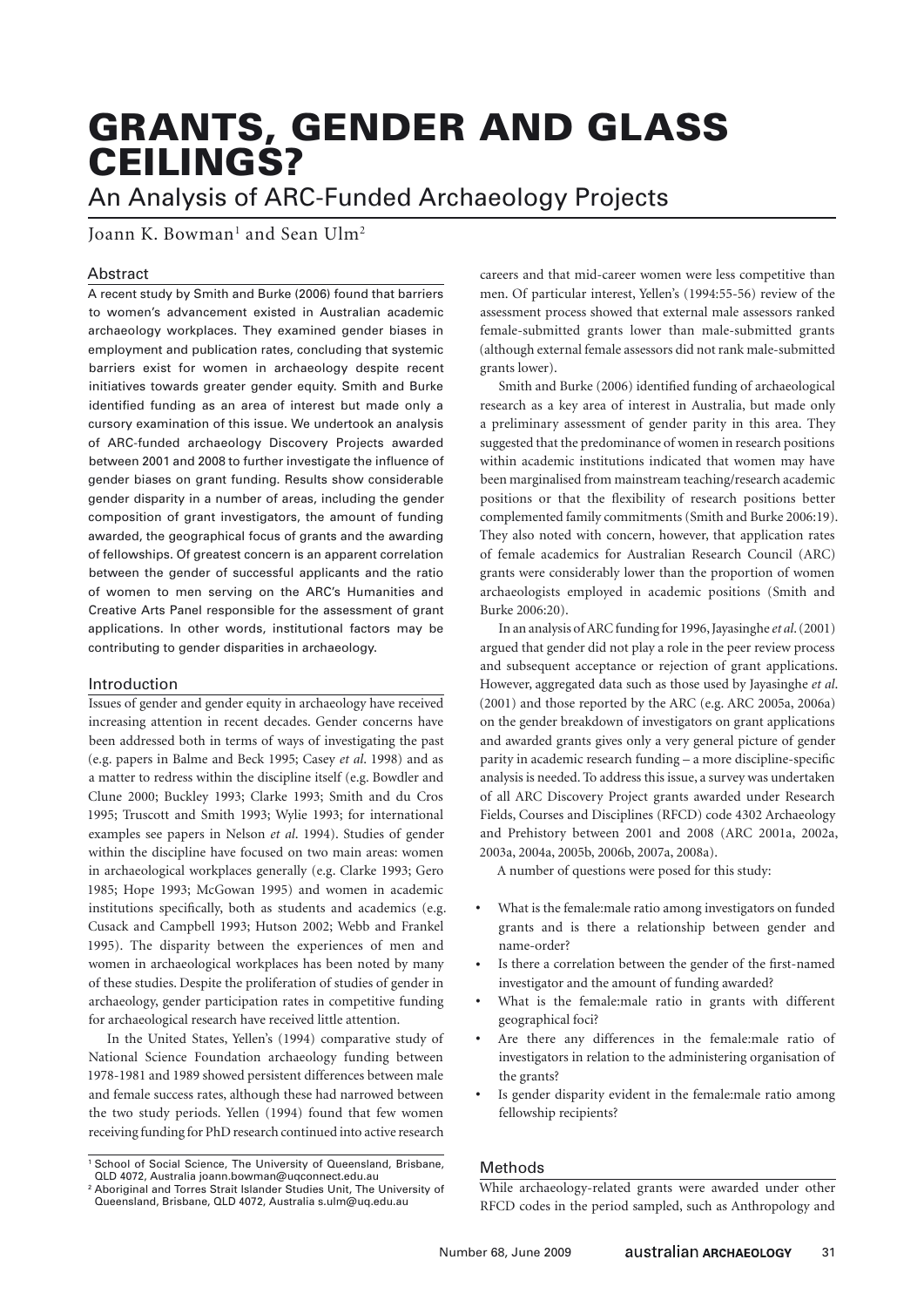# GRANTS, GENDER AND GLASS CEILINGS?

## An Analysis of ARC-Funded Archaeology Projects

Joann K. Bowman[1] and Sean Ulm[2]

### Abstract

A recent study by Smith and Burke (2006) found that barriers to women's advancement existed in Australian academic archaeology workplaces. They examined gender biases in employment and publication rates, concluding that systemic barriers exist for women in archaeology despite recent initiatives towards greater gender equity. Smith and Burke identified funding as an area of interest but made only a cursory examination of this issue. We undertook an analysis of ARC-funded archaeology Discovery Projects awarded between 2001 and 2008 to further investigate the influence of gender biases on grant funding. Results show considerable gender disparity in a number of areas, including the gender composition of grant investigators, the amount of funding awarded, the geographical focus of grants and the awarding of fellowships. Of greatest concern is an apparent correlation between the gender of successful applicants and the ratio of women to men serving on the ARC's Humanities and Creative Arts Panel responsible for the assessment of grant applications. In other words, institutional factors may be contributing to gender disparities in archaeology.

### Introduction

Issues of gender and gender equity in archaeology have received increasing attention in recent decades. Gender concerns have been addressed both in terms of ways of investigating the past (e.g. papers in Balme and Beck 1995; Casey *et al*. 1998) and as a matter to redress within the discipline itself (e.g. Bowdler and Clune 2000; Buckley 1993; Clarke 1993; Smith and du Cros 1995; Truscott and Smith 1993; Wylie 1993; for international examples see papers in Nelson *et al*. 1994). Studies of gender within the discipline have focused on two main areas: women in archaeological workplaces generally (e.g. Clarke 1993; Gero 1985; Hope 1993; McGowan 1995) and women in academic institutions specifically, both as students and academics (e.g. Cusack and Campbell 1993; Hutson 2002; Webb and Frankel 1995). The disparity between the experiences of men and women in archaeological workplaces has been noted by many of these studies. Despite the proliferation of studies of gender in archaeology, gender participation rates in competitive funding for archaeological research have received little attention.

In the United States, Yellen's (1994) comparative study of National Science Foundation archaeology funding between 1978-1981 and 1989 showed persistent differences between male and female success rates, although these had narrowed between the two study periods. Yellen (1994) found that few women receiving funding for PhD research continued into active research careers and that mid-career women were less competitive than men. Of particular interest, Yellen's (1994:55-56) review of the assessment process showed that external male assessors ranked female-submitted grants lower than male-submitted grants (although external female assessors did not rank male-submitted grants lower).

Smith and Burke (2006) identified funding of archaeological research as a key area of interest in Australia, but made only a preliminary assessment of gender parity in this area. They suggested that the predominance of women in research positions within academic institutions indicated that women may have been marginalised from mainstream teaching/research academic positions or that the flexibility of research positions better complemented family commitments (Smith and Burke 2006:19). They also noted with concern, however, that application rates of female academics for Australian Research Council (ARC) grants were considerably lower than the proportion of women archaeologists employed in academic positions (Smith and Burke 2006:20).

In an analysis of ARC funding for 1996, Jayasinghe *et al*. (2001) argued that gender did not play a role in the peer review process and subsequent acceptance or rejection of grant applications. However, aggregated data such as those used by Jayasinghe *et al*. (2001) and those reported by the ARC (e.g. ARC 2005a, 2006a) on the gender breakdown of investigators on grant applications and awarded grants gives only a very general picture of gender parity in academic research funding – a more discipline-specific analysis is needed. To address this issue, a survey was undertaken of all ARC Discovery Project grants awarded under Research Fields, Courses and Disciplines (RFCD) code 4302 Archaeology and Prehistory between 2001 and 2008 (ARC 2001a, 2002a, 2003a, 2004a, 2005b, 2006b, 2007a, 2008a).

A number of questions were posed for this study:

- What is the female:male ratio among investigators on funded grants and is there a relationship between gender and name-order?
- Is there a correlation between the gender of the first-named investigator and the amount of funding awarded?
- What is the female:male ratio in grants with different geographical foci?
- Are there any differences in the female:male ratio of investigators in relation to the administering organisation of the grants?
- Is gender disparity evident in the female:male ratio among fellowship recipients?

### Methods

While archaeology-related grants were awarded under other RFCD codes in the period sampled, such as Anthropology and

[1] School of Social Science, The University of Queensland, Brisbane, QLD 4072, Australia joann.bowman@uqconnect.edu.au

[2] Aboriginal and Torres Strait Islander Studies Unit, The University of Queensland, Brisbane, QLD 4072, Australia s.ulm@uq.edu.au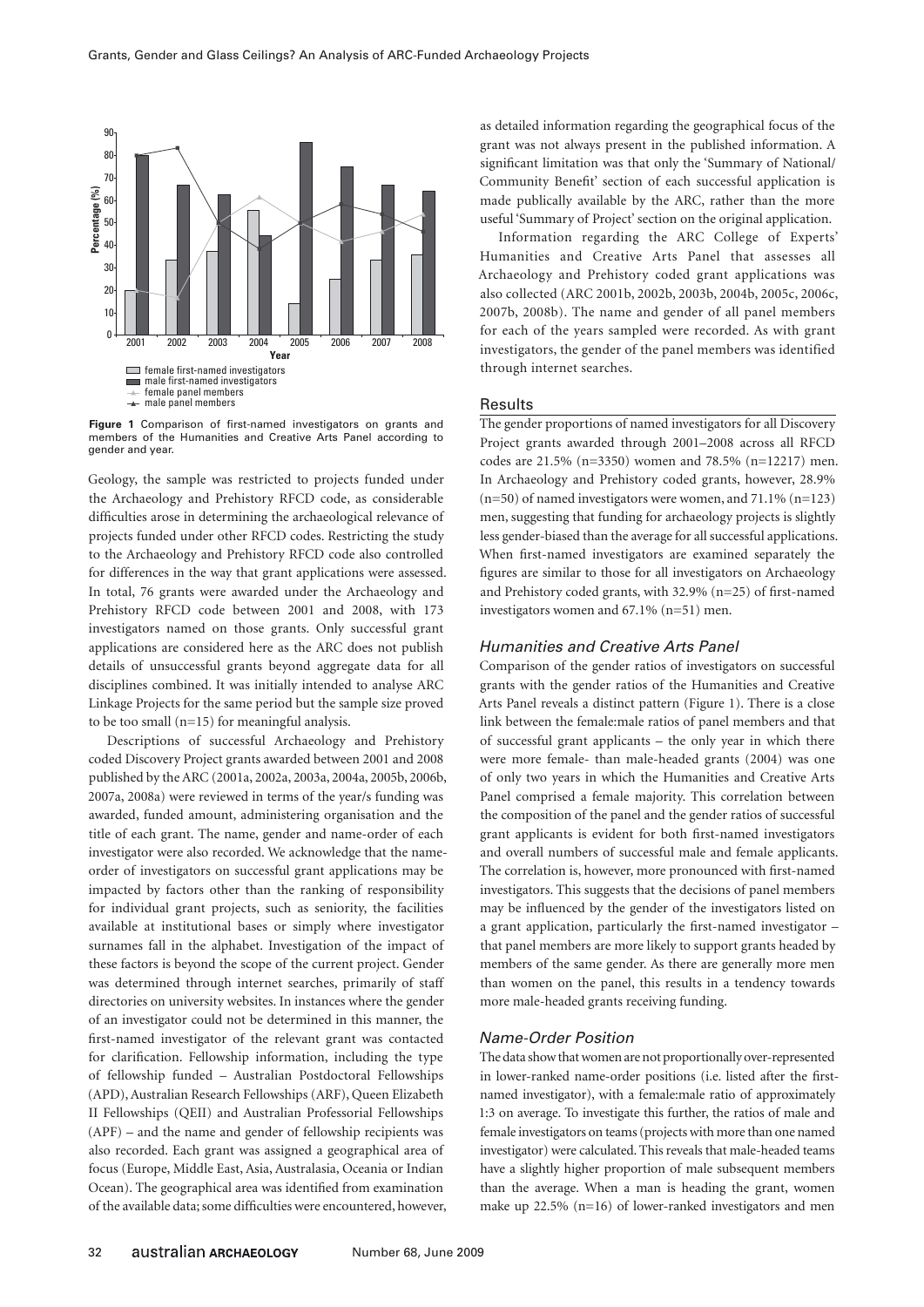**Figure 1** Comparison of first-named investigators on grants and members of the Humanities and Creative Arts Panel according to gender and year.

Geology, the sample was restricted to projects funded under the Archaeology and Prehistory RFCD code, as considerable difficulties arose in determining the archaeological relevance of projects funded under other RFCD codes. Restricting the study to the Archaeology and Prehistory RFCD code also controlled for differences in the way that grant applications were assessed. In total, 76 grants were awarded under the Archaeology and Prehistory RFCD code between 2001 and 2008, with 173 investigators named on those grants. Only successful grant applications are considered here as the ARC does not publish details of unsuccessful grants beyond aggregate data for all disciplines combined. It was initially intended to analyse ARC Linkage Projects for the same period but the sample size proved to be too small (n=15) for meaningful analysis.

Descriptions of successful Archaeology and Prehistory coded Discovery Project grants awarded between 2001 and 2008 published by the ARC (2001a, 2002a, 2003a, 2004a, 2005b, 2006b, 2007a, 2008a) were reviewed in terms of the year/s funding was awarded, funded amount, administering organisation and the title of each grant. The name, gender and name-order of each investigator were also recorded. We acknowledge that the name-order of investigators on successful grant applications may be impacted by factors other than the ranking of responsibility for individual grant projects, such as seniority, the facilities available at institutional bases or simply where investigator surnames fall in the alphabet. Investigation of the impact of these factors is beyond the scope of the current project. Gender was determined through internet searches, primarily of staff directories on university websites. In instances where the gender of an investigator could not be determined in this manner, the first-named investigator of the relevant grant was contacted for clarification. Fellowship information, including the type of fellowship funded – Australian Postdoctoral Fellowships (APD), Australian Research Fellowships (ARF), Queen Elizabeth II Fellowships (QEII) and Australian Professorial Fellowships (APF) – and the name and gender of fellowship recipients was also recorded. Each grant was assigned a geographical area of focus (Europe, Middle East, Asia, Australasia, Oceania or Indian Ocean). The geographical area was identified from examination of the available data; some difficulties were encountered, however, as detailed information regarding the geographical focus of the grant was not always present in the published information. A significant limitation was that only the 'Summary of National/Community Benefit' section of each successful application is made publically available by the ARC, rather than the more useful 'Summary of Project' section on the original application.

Information regarding the ARC College of Experts' Humanities and Creative Arts Panel that assesses all Archaeology and Prehistory coded grant applications was also collected (ARC 2001b, 2002b, 2003b, 2004b, 2005c, 2006c, 2007b, 2008b). The name and gender of all panel members for each of the years sampled were recorded. As with grant investigators, the gender of the panel members was identified through internet searches.

## Results

The gender proportions of named investigators for all Discovery Project grants awarded through 2001–2008 across all RFCD codes are 21.5% (n=3350) women and 78.5% (n=12217) men. In Archaeology and Prehistory coded grants, however, 28.9% (n=50) of named investigators were women, and 71.1% (n=123) men, suggesting that funding for archaeology projects is slightly less gender-biased than the average for all successful applications. When first-named investigators are examined separately the figures are similar to those for all investigators on Archaeology and Prehistory coded grants, with 32.9% (n=25) of first-named investigators women and 67.1% (n=51) men.

### *Humanities and Creative Arts Panel*

Comparison of the gender ratios of investigators on successful grants with the gender ratios of the Humanities and Creative Arts Panel reveals a distinct pattern (Figure 1). There is a close link between the female:male ratios of panel members and that of successful grant applicants – the only year in which there were more female- than male-headed grants (2004) was one of only two years in which the Humanities and Creative Arts Panel comprised a female majority. This correlation between the composition of the panel and the gender ratios of successful grant applicants is evident for both first-named investigators and overall numbers of successful male and female applicants. The correlation is, however, more pronounced with first-named investigators. This suggests that the decisions of panel members may be influenced by the gender of the investigators listed on a grant application, particularly the first-named investigator – that panel members are more likely to support grants headed by members of the same gender. As there are generally more men than women on the panel, this results in a tendency towards more male-headed grants receiving funding.

### *Name-Order Position*

The data show that women are not proportionally over-represented in lower-ranked name-order positions (i.e. listed after the first-named investigator), with a female:male ratio of approximately 1:3 on average. To investigate this further, the ratios of male and female investigators on teams (projects with more than one named investigator) were calculated. This reveals that male-headed teams have a slightly higher proportion of male subsequent members than the average. When a man is heading the grant, women make up 22.5% (n=16) of lower-ranked investigators and men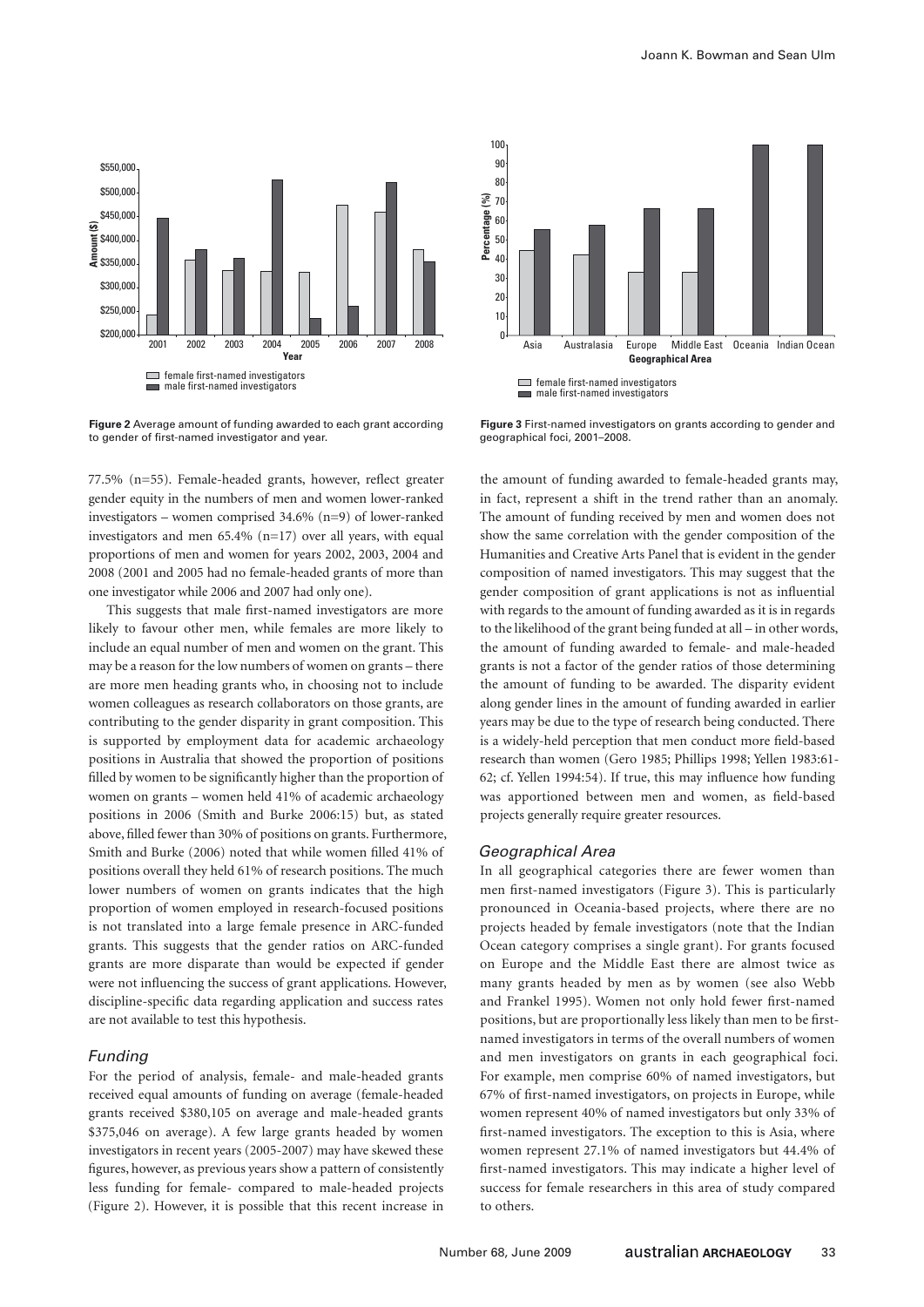Figure 2 Average amount of funding awarded to each grant according to gender of first-named investigator and year.

Figure 3 First-named investigators on grants according to gender and geographical foci, 2001–2008.

77.5% (n=55). Female-headed grants, however, reflect greater gender equity in the numbers of men and women lower-ranked investigators – women comprised 34.6% (n=9) of lower-ranked investigators and men 65.4% (n=17) over all years, with equal proportions of men and women for years 2002, 2003, 2004 and 2008 (2001 and 2005 had no female-headed grants of more than one investigator while 2006 and 2007 had only one).

This suggests that male first-named investigators are more likely to favour other men, while females are more likely to include an equal number of men and women on the grant. This may be a reason for the low numbers of women on grants – there are more men heading grants who, in choosing not to include women colleagues as research collaborators on those grants, are contributing to the gender disparity in grant composition. This is supported by employment data for academic archaeology positions in Australia that showed the proportion of positions filled by women to be significantly higher than the proportion of women on grants – women held 41% of academic archaeology positions in 2006 (Smith and Burke 2006:15) but, as stated above, filled fewer than 30% of positions on grants. Furthermore, Smith and Burke (2006) noted that while women filled 41% of positions overall they held 61% of research positions. The much lower numbers of women on grants indicates that the high proportion of women employed in research-focused positions is not translated into a large female presence in ARC-funded grants. This suggests that the gender ratios on ARC-funded grants are more disparate than would be expected if gender were not influencing the success of grant applications. However, discipline-specific data regarding application and success rates are not available to test this hypothesis.

### *Funding*

For the period of analysis, female- and male-headed grants received equal amounts of funding on average (female-headed grants received $380,105 on average and male-headed grants $375,046 on average). A few large grants headed by women investigators in recent years (2005-2007) may have skewed these figures, however, as previous years show a pattern of consistently less funding for female- compared to male-headed projects (Figure 2). However, it is possible that this recent increase in the amount of funding awarded to female-headed grants may, in fact, represent a shift in the trend rather than an anomaly. The amount of funding received by men and women does not show the same correlation with the gender composition of the Humanities and Creative Arts Panel that is evident in the gender composition of named investigators. This may suggest that the gender composition of grant applications is not as influential with regards to the amount of funding awarded as it is in regards to the likelihood of the grant being funded at all – in other words, the amount of funding awarded to female- and male-headed grants is not a factor of the gender ratios of those determining the amount of funding to be awarded. The disparity evident along gender lines in the amount of funding awarded in earlier years may be due to the type of research being conducted. There is a widely-held perception that men conduct more field-based research than women (Gero 1985; Phillips 1998; Yellen 1983:61-62; cf. Yellen 1994:54). If true, this may influence how funding was apportioned between men and women, as field-based projects generally require greater resources.

### *Geographical Area*

In all geographical categories there are fewer women than men first-named investigators (Figure 3). This is particularly pronounced in Oceania-based projects, where there are no projects headed by female investigators (note that the Indian Ocean category comprises a single grant). For grants focused on Europe and the Middle East there are almost twice as many grants headed by men as by women (see also Webb and Frankel 1995). Women not only hold fewer first-named positions, but are proportionally less likely than men to be first-named investigators in terms of the overall numbers of women and men investigators on grants in each geographical foci. For example, men comprise 60% of named investigators, but 67% of first-named investigators, on projects in Europe, while women represent 40% of named investigators but only 33% of first-named investigators. The exception to this is Asia, where women represent 27.1% of named investigators but 44.4% of first-named investigators. This may indicate a higher level of success for female researchers in this area of study compared to others.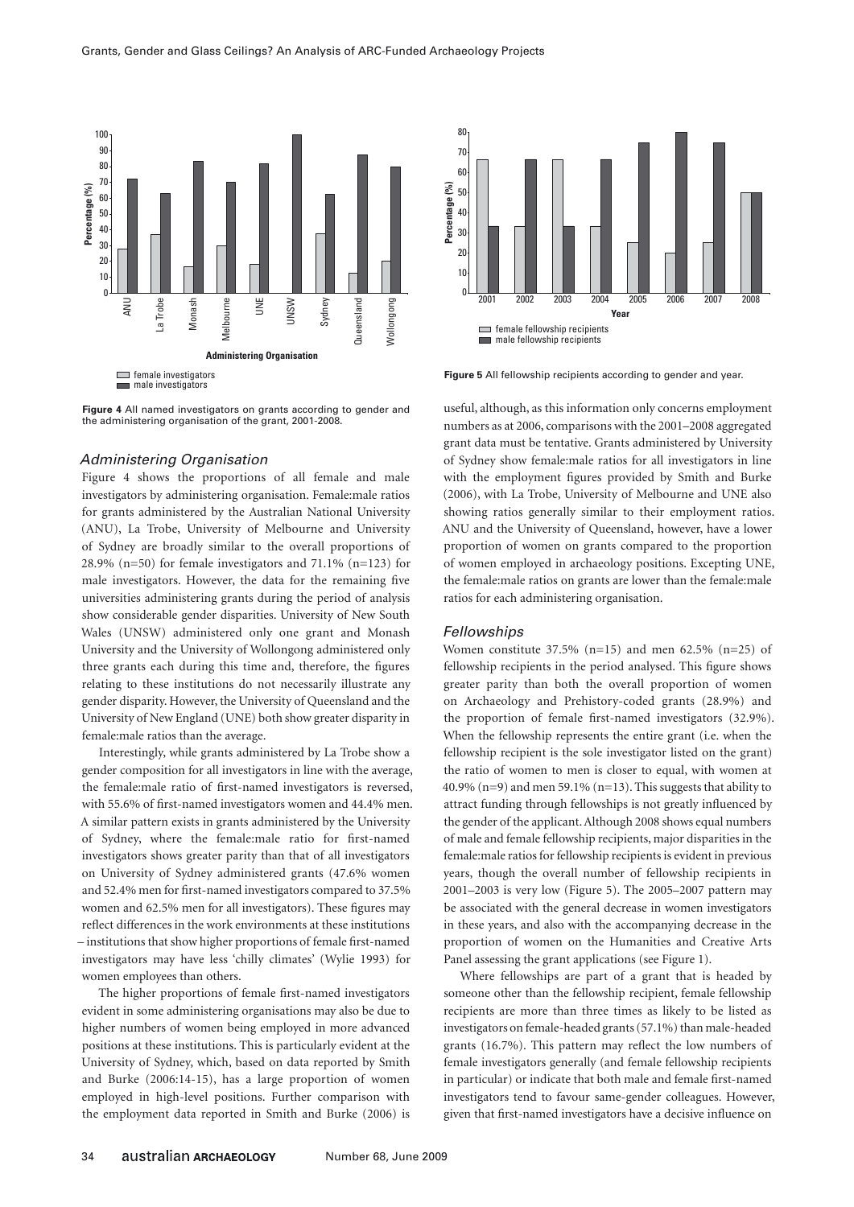**Figure 4** All named investigators on grants according to gender and the administering organisation of the grant, 2001-2008.

**Figure 5** All fellowship recipients according to gender and year.

### *Administering Organisation*

Figure 4 shows the proportions of all female and male investigators by administering organisation. Female:male ratios for grants administered by the Australian National University (ANU), La Trobe, University of Melbourne and University of Sydney are broadly similar to the overall proportions of 28.9% (n=50) for female investigators and 71.1% (n=123) for male investigators. However, the data for the remaining five universities administering grants during the period of analysis show considerable gender disparities. University of New South Wales (UNSW) administered only one grant and Monash University and the University of Wollongong administered only three grants each during this time and, therefore, the figures relating to these institutions do not necessarily illustrate any gender disparity. However, the University of Queensland and the University of New England (UNE) both show greater disparity in female:male ratios than the average.

Interestingly, while grants administered by La Trobe show a gender composition for all investigators in line with the average, the female:male ratio of first-named investigators is reversed, with 55.6% of first-named investigators women and 44.4% men. A similar pattern exists in grants administered by the University of Sydney, where the female:male ratio for first-named investigators shows greater parity than that of all investigators on University of Sydney administered grants (47.6% women and 52.4% men for first-named investigators compared to 37.5% women and 62.5% men for all investigators). These figures may reflect differences in the work environments at these institutions – institutions that show higher proportions of female first-named investigators may have less 'chilly climates' (Wylie 1993) for women employees than others.

The higher proportions of female first-named investigators evident in some administering organisations may also be due to higher numbers of women being employed in more advanced positions at these institutions. This is particularly evident at the University of Sydney, which, based on data reported by Smith and Burke (2006:14-15), has a large proportion of women employed in high-level positions. Further comparison with the employment data reported in Smith and Burke (2006) is useful, although, as this information only concerns employment numbers as at 2006, comparisons with the 2001–2008 aggregated grant data must be tentative. Grants administered by University of Sydney show female:male ratios for all investigators in line with the employment figures provided by Smith and Burke (2006), with La Trobe, University of Melbourne and UNE also showing ratios generally similar to their employment ratios. ANU and the University of Queensland, however, have a lower proportion of women on grants compared to the proportion of women employed in archaeology positions. Excepting UNE, the female:male ratios on grants are lower than the female:male ratios for each administering organisation.

### *Fellowships*

Women constitute 37.5% (n=15) and men 62.5% (n=25) of fellowship recipients in the period analysed. This figure shows greater parity than both the overall proportion of women on Archaeology and Prehistory-coded grants (28.9%) and the proportion of female first-named investigators (32.9%). When the fellowship represents the entire grant (i.e. when the fellowship recipient is the sole investigator listed on the grant) the ratio of women to men is closer to equal, with women at 40.9% (n=9) and men 59.1% (n=13). This suggests that ability to attract funding through fellowships is not greatly influenced by the gender of the applicant. Although 2008 shows equal numbers of male and female fellowship recipients, major disparities in the female:male ratios for fellowship recipients is evident in previous years, though the overall number of fellowship recipients in 2001–2003 is very low (Figure 5). The 2005–2007 pattern may be associated with the general decrease in women investigators in these years, and also with the accompanying decrease in the proportion of women on the Humanities and Creative Arts Panel assessing the grant applications (see Figure 1).

Where fellowships are part of a grant that is headed by someone other than the fellowship recipient, female fellowship recipients are more than three times as likely to be listed as investigators on female-headed grants (57.1%) than male-headed grants (16.7%). This pattern may reflect the low numbers of female investigators generally (and female fellowship recipients in particular) or indicate that both male and female first-named investigators tend to favour same-gender colleagues. However, given that first-named investigators have a decisive influence on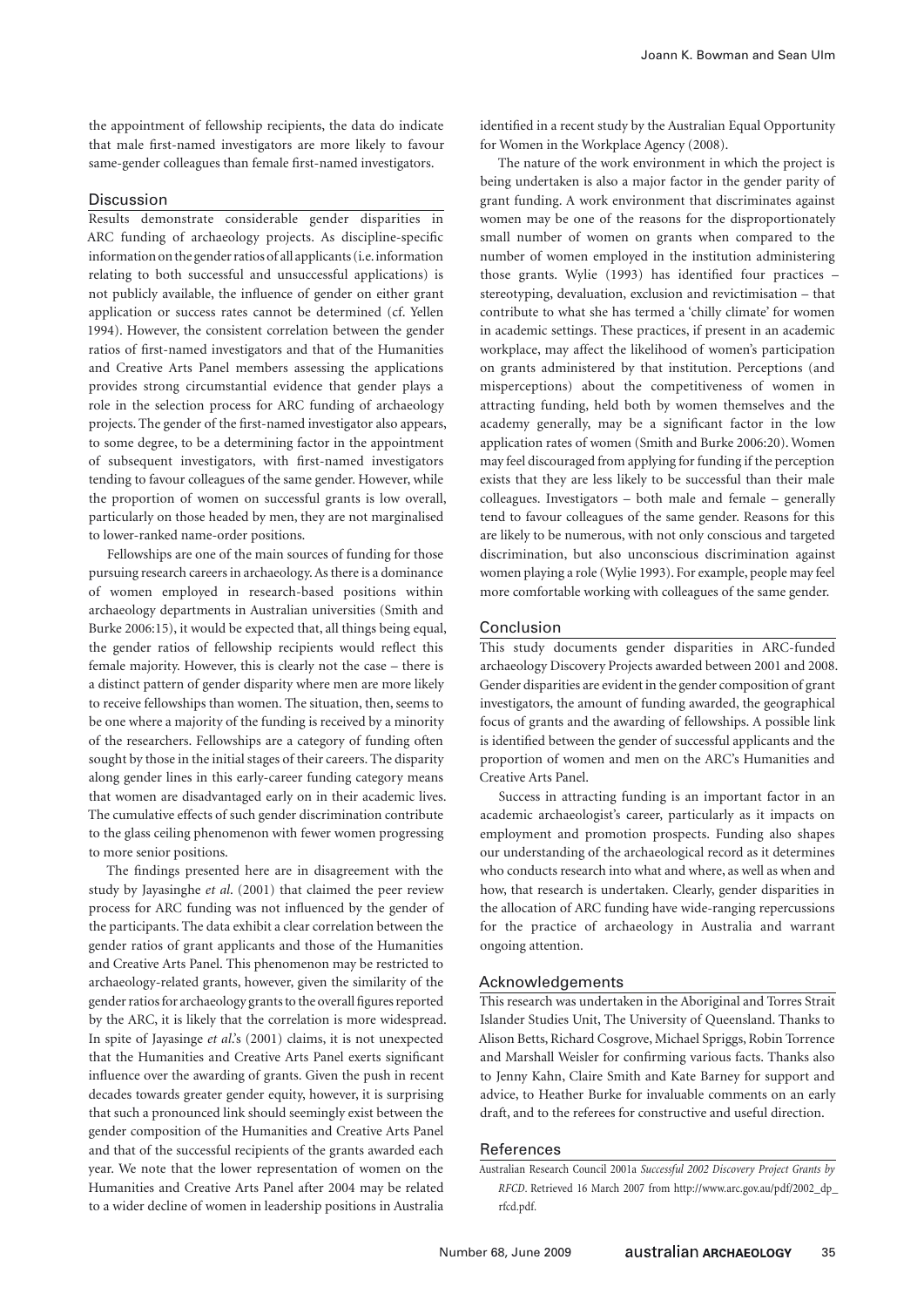the appointment of fellowship recipients, the data do indicate that male first-named investigators are more likely to favour same-gender colleagues than female first-named investigators.

## Discussion

Results demonstrate considerable gender disparities in ARC funding of archaeology projects. As discipline-specific information on the gender ratios of all applicants (i.e. information relating to both successful and unsuccessful applications) is not publicly available, the influence of gender on either grant application or success rates cannot be determined (cf. Yellen 1994). However, the consistent correlation between the gender ratios of first-named investigators and that of the Humanities and Creative Arts Panel members assessing the applications provides strong circumstantial evidence that gender plays a role in the selection process for ARC funding of archaeology projects. The gender of the first-named investigator also appears, to some degree, to be a determining factor in the appointment of subsequent investigators, with first-named investigators tending to favour colleagues of the same gender. However, while the proportion of women on successful grants is low overall, particularly on those headed by men, they are not marginalised to lower-ranked name-order positions.

Fellowships are one of the main sources of funding for those pursuing research careers in archaeology. As there is a dominance of women employed in research-based positions within archaeology departments in Australian universities (Smith and Burke 2006:15), it would be expected that, all things being equal, the gender ratios of fellowship recipients would reflect this female majority. However, this is clearly not the case – there is a distinct pattern of gender disparity where men are more likely to receive fellowships than women. The situation, then, seems to be one where a majority of the funding is received by a minority of the researchers. Fellowships are a category of funding often sought by those in the initial stages of their careers. The disparity along gender lines in this early-career funding category means that women are disadvantaged early on in their academic lives. The cumulative effects of such gender discrimination contribute to the glass ceiling phenomenon with fewer women progressing to more senior positions.

The findings presented here are in disagreement with the study by Jayasinghe *et al*. (2001) that claimed the peer review process for ARC funding was not influenced by the gender of the participants. The data exhibit a clear correlation between the gender ratios of grant applicants and those of the Humanities and Creative Arts Panel. This phenomenon may be restricted to archaeology-related grants, however, given the similarity of the gender ratios for archaeology grants to the overall figures reported by the ARC, it is likely that the correlation is more widespread. In spite of Jayasinge *et al*.'s (2001) claims, it is not unexpected that the Humanities and Creative Arts Panel exerts significant influence over the awarding of grants. Given the push in recent decades towards greater gender equity, however, it is surprising that such a pronounced link should seemingly exist between the gender composition of the Humanities and Creative Arts Panel and that of the successful recipients of the grants awarded each year. We note that the lower representation of women on the Humanities and Creative Arts Panel after 2004 may be related to a wider decline of women in leadership positions in Australia identified in a recent study by the Australian Equal Opportunity for Women in the Workplace Agency (2008).

The nature of the work environment in which the project is being undertaken is also a major factor in the gender parity of grant funding. A work environment that discriminates against women may be one of the reasons for the disproportionately small number of women on grants when compared to the number of women employed in the institution administering those grants. Wylie (1993) has identified four practices – stereotyping, devaluation, exclusion and revictimisation – that contribute to what she has termed a 'chilly climate' for women in academic settings. These practices, if present in an academic workplace, may affect the likelihood of women's participation on grants administered by that institution. Perceptions (and misperceptions) about the competitiveness of women in attracting funding, held both by women themselves and the academy generally, may be a significant factor in the low application rates of women (Smith and Burke 2006:20). Women may feel discouraged from applying for funding if the perception exists that they are less likely to be successful than their male colleagues. Investigators – both male and female – generally tend to favour colleagues of the same gender. Reasons for this are likely to be numerous, with not only conscious and targeted discrimination, but also unconscious discrimination against women playing a role (Wylie 1993). For example, people may feel more comfortable working with colleagues of the same gender.

## Conclusion

This study documents gender disparities in ARC-funded archaeology Discovery Projects awarded between 2001 and 2008. Gender disparities are evident in the gender composition of grant investigators, the amount of funding awarded, the geographical focus of grants and the awarding of fellowships. A possible link is identified between the gender of successful applicants and the proportion of women and men on the ARC's Humanities and Creative Arts Panel.

Success in attracting funding is an important factor in an academic archaeologist's career, particularly as it impacts on employment and promotion prospects. Funding also shapes our understanding of the archaeological record as it determines who conducts research into what and where, as well as when and how, that research is undertaken. Clearly, gender disparities in the allocation of ARC funding have wide-ranging repercussions for the practice of archaeology in Australia and warrant ongoing attention.

## Acknowledgements

This research was undertaken in the Aboriginal and Torres Strait Islander Studies Unit, The University of Queensland. Thanks to Alison Betts, Richard Cosgrove, Michael Spriggs, Robin Torrence and Marshall Weisler for confirming various facts. Thanks also to Jenny Kahn, Claire Smith and Kate Barney for support and advice, to Heather Burke for invaluable comments on an early draft, and to the referees for constructive and useful direction.

## References

Australian Research Council 2001a *Successful 2002 Discovery Project Grants by RFCD*. Retrieved 16 March 2007 from http://www.arc.gov.au/pdf/2002_dp_rfcd.pdf.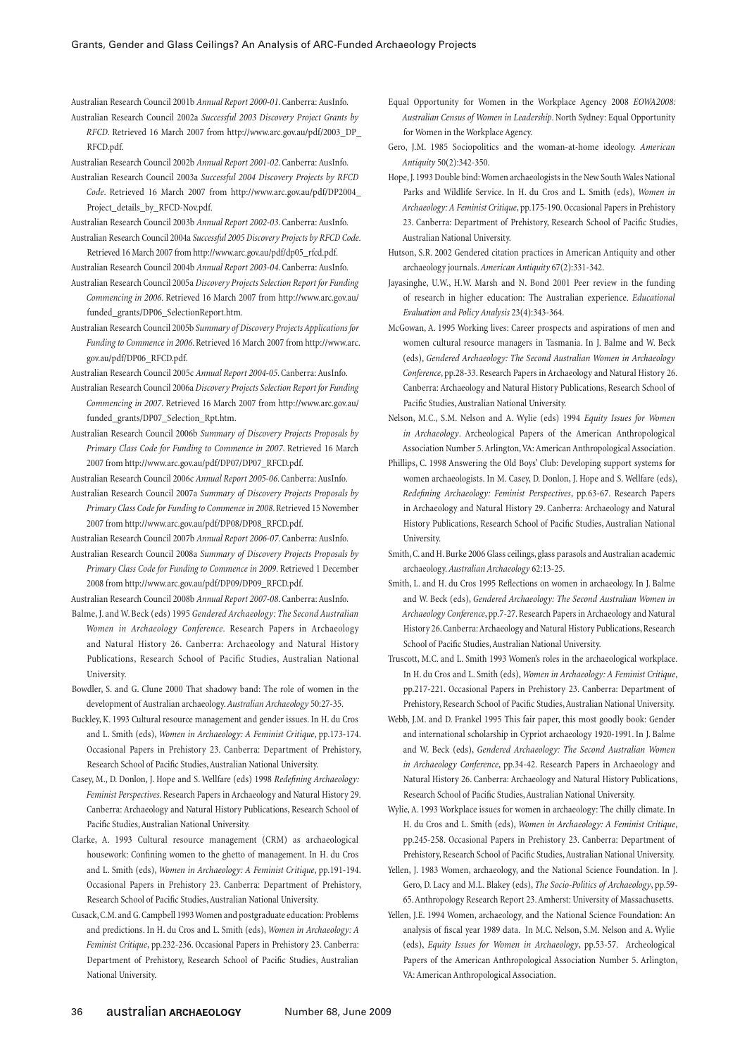Australian Research Council 2001b *Annual Report 2000-01*. Canberra: AusInfo.

Australian Research Council 2002a *Successful 2003 Discovery Project Grants by RFCD*. Retrieved 16 March 2007 from http://www.arc.gov.au/pdf/2003_DP_RFCD.pdf.

Australian Research Council 2002b *Annual Report 2001-02*. Canberra: AusInfo.

Australian Research Council 2003a *Successful 2004 Discovery Projects by RFCD Code*. Retrieved 16 March 2007 from http://www.arc.gov.au/pdf/DP2004_Project_details_by_RFCD-Nov.pdf.

Australian Research Council 2003b *Annual Report 2002-03*. Canberra: AusInfo.

Australian Research Council 2004a *Successful 2005 Discovery Projects by RFCD Code*. Retrieved 16 March 2007 from http://www.arc.gov.au/pdf/dp05_rfcd.pdf.

Australian Research Council 2004b *Annual Report 2003-04*. Canberra: AusInfo.

Australian Research Council 2005a *Discovery Projects Selection Report for Funding Commencing in 2006*. Retrieved 16 March 2007 from http://www.arc.gov.au/funded_grants/DP06_SelectionReport.htm.

Australian Research Council 2005b *Summary of Discovery Projects Applications for Funding to Commence in 2006*. Retrieved 16 March 2007 from http://www.arc.gov.au/pdf/DP06_RFCD.pdf.

Australian Research Council 2005c *Annual Report 2004-05*. Canberra: AusInfo.

Australian Research Council 2006a *Discovery Projects Selection Report for Funding Commencing in 2007*. Retrieved 16 March 2007 from http://www.arc.gov.au/funded_grants/DP07_Selection_Rpt.htm.

Australian Research Council 2006b *Summary of Discovery Projects Proposals by Primary Class Code for Funding to Commence in 2007*. Retrieved 16 March 2007 from http://www.arc.gov.au/pdf/DP07/DP07_RFCD.pdf.

Australian Research Council 2006c *Annual Report 2005-06*. Canberra: AusInfo.

Australian Research Council 2007a *Summary of Discovery Projects Proposals by Primary Class Code for Funding to Commence in 2008*. Retrieved 15 November 2007 from http://www.arc.gov.au/pdf/DP08/DP08_RFCD.pdf.

Australian Research Council 2007b *Annual Report 2006-07*. Canberra: AusInfo.

Australian Research Council 2008a *Summary of Discovery Projects Proposals by Primary Class Code for Funding to Commence in 2009*. Retrieved 1 December 2008 from http://www.arc.gov.au/pdf/DP09/DP09_RFCD.pdf.

Australian Research Council 2008b *Annual Report 2007-08*. Canberra: AusInfo.

Balme, J. and W. Beck (eds) 1995 *Gendered Archaeology: The Second Australian Women in Archaeology Conference*. Research Papers in Archaeology and Natural History 26. Canberra: Archaeology and Natural History Publications, Research School of Pacific Studies, Australian National University.

Bowdler, S. and G. Clune 2000 That shadowy band: The role of women in the development of Australian archaeology. *Australian Archaeology* 50:27-35.

Buckley, K. 1993 Cultural resource management and gender issues. In H. du Cros and L. Smith (eds), *Women in Archaeology: A Feminist Critique*, pp.173-174. Occasional Papers in Prehistory 23. Canberra: Department of Prehistory, Research School of Pacific Studies, Australian National University.

Casey, M., D. Donlon, J. Hope and S. Wellfare (eds) 1998 *Redefining Archaeology: Feminist Perspectives*. Research Papers in Archaeology and Natural History 29. Canberra: Archaeology and Natural History Publications, Research School of Pacific Studies, Australian National University.

Clarke, A. 1993 Cultural resource management (CRM) as archaeological housework: Confining women to the ghetto of management. In H. du Cros and L. Smith (eds), *Women in Archaeology: A Feminist Critique*, pp.191-194. Occasional Papers in Prehistory 23. Canberra: Department of Prehistory, Research School of Pacific Studies, Australian National University.

Cusack, C.M. and G. Campbell 1993 Women and postgraduate education: Problems and predictions. In H. du Cros and L. Smith (eds), *Women in Archaeology: A Feminist Critique*, pp.232-236. Occasional Papers in Prehistory 23. Canberra: Department of Prehistory, Research School of Pacific Studies, Australian National University.

Equal Opportunity for Women in the Workplace Agency 2008 *EOWA2008: Australian Census of Women in Leadership*. North Sydney: Equal Opportunity for Women in the Workplace Agency.

Gero, J.M. 1985 Sociopolitics and the woman-at-home ideology. *American Antiquity* 50(2):342-350.

Hope, J. 1993 Double bind: Women archaeologists in the New South Wales National Parks and Wildlife Service. In H. du Cros and L. Smith (eds), *Women in Archaeology: A Feminist Critique*, pp.175-190. Occasional Papers in Prehistory 23. Canberra: Department of Prehistory, Research School of Pacific Studies, Australian National University.

Hutson, S.R. 2002 Gendered citation practices in American Antiquity and other archaeology journals. *American Antiquity* 67(2):331-342.

Jayasinghe, U.W., H.W. Marsh and N. Bond 2001 Peer review in the funding of research in higher education: The Australian experience. *Educational Evaluation and Policy Analysis* 23(4):343-364.

McGowan, A. 1995 Working lives: Career prospects and aspirations of men and women cultural resource managers in Tasmania. In J. Balme and W. Beck (eds), *Gendered Archaeology: The Second Australian Women in Archaeology Conference*, pp.28-33. Research Papers in Archaeology and Natural History 26. Canberra: Archaeology and Natural History Publications, Research School of Pacific Studies, Australian National University.

Nelson, M.C., S.M. Nelson and A. Wylie (eds) 1994 *Equity Issues for Women in Archaeology*. Archeological Papers of the American Anthropological Association Number 5. Arlington, VA: American Anthropological Association.

Phillips, C. 1998 Answering the Old Boys' Club: Developing support systems for women archaeologists. In M. Casey, D. Donlon, J. Hope and S. Wellfare (eds), *Redefining Archaeology: Feminist Perspectives*, pp.63-67. Research Papers in Archaeology and Natural History 29. Canberra: Archaeology and Natural History Publications, Research School of Pacific Studies, Australian National University.

Smith, C. and H. Burke 2006 Glass ceilings, glass parasols and Australian academic archaeology. *Australian Archaeology* 62:13-25.

Smith, L. and H. du Cros 1995 Reflections on women in archaeology. In J. Balme and W. Beck (eds), *Gendered Archaeology: The Second Australian Women in Archaeology Conference*, pp.7-27. Research Papers in Archaeology and Natural History 26. Canberra: Archaeology and Natural History Publications, Research School of Pacific Studies, Australian National University.

Truscott, M.C. and L. Smith 1993 Women's roles in the archaeological workplace. In H. du Cros and L. Smith (eds), *Women in Archaeology: A Feminist Critique*, pp.217-221. Occasional Papers in Prehistory 23. Canberra: Department of Prehistory, Research School of Pacific Studies, Australian National University.

Webb, J.M. and D. Frankel 1995 This fair paper, this most goodly book: Gender and international scholarship in Cypriot archaeology 1920-1991. In J. Balme and W. Beck (eds), *Gendered Archaeology: The Second Australian Women in Archaeology Conference*, pp.34-42. Research Papers in Archaeology and Natural History 26. Canberra: Archaeology and Natural History Publications, Research School of Pacific Studies, Australian National University.

Wylie, A. 1993 Workplace issues for women in archaeology: The chilly climate. In H. du Cros and L. Smith (eds), *Women in Archaeology: A Feminist Critique*, pp.245-258. Occasional Papers in Prehistory 23. Canberra: Department of Prehistory, Research School of Pacific Studies, Australian National University.

Yellen, J. 1983 Women, archaeology, and the National Science Foundation. In J. Gero, D. Lacy and M.L. Blakey (eds), *The Socio-Politics of Archaeology*, pp.59-65. Anthropology Research Report 23. Amherst: University of Massachusetts.

Yellen, J.E. 1994 Women, archaeology, and the National Science Foundation: An analysis of fiscal year 1989 data. In M.C. Nelson, S.M. Nelson and A. Wylie (eds), *Equity Issues for Women in Archaeology*, pp.53-57. Archeological Papers of the American Anthropological Association Number 5. Arlington, VA: American Anthropological Association.